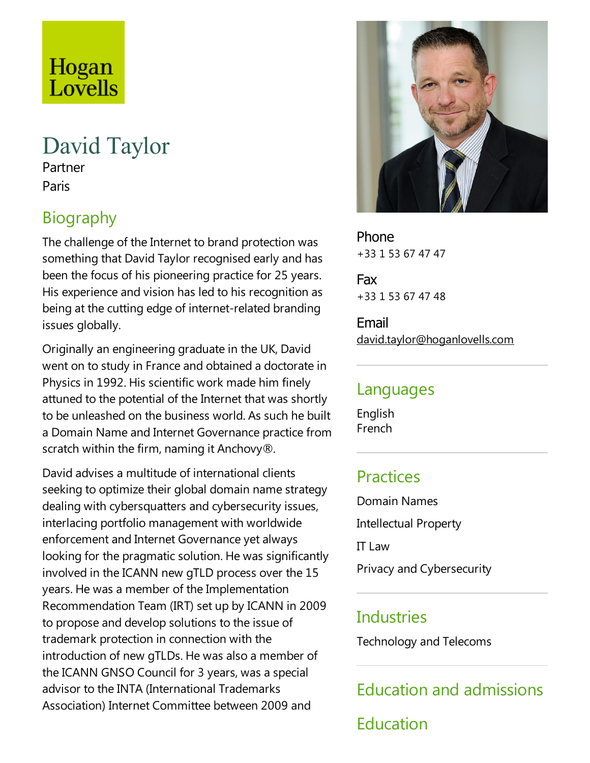Hogan Lovells

# David Taylor

Partner

Paris

## Biography

The challenge of the Internet to brand protection was something that David Taylor recognised early and has been the focus of his pioneering practice for 25 years. His experience and vision has led to his recognition as being at the cutting edge of internet-related branding issues globally.

Originally an engineering graduate in the UK, David went on to study in France and obtained a doctorate in Physics in 1992. His scientific work made him finely attuned to the potential of the Internet that was shortly to be unleashed on the business world. As such he built a Domain Name and Internet Governance practice from scratch within the firm, naming it Anchovy®.

David advises a multitude of international clients seeking to optimize their global domain name strategy dealing with cybersquatters and cybersecurity issues, interlacing portfolio management with worldwide enforcement and Internet Governance yet always looking for the pragmatic solution. He was significantly involved in the ICANN new gTLD process over the 15 years. He was a member of the Implementation Recommendation Team (IRT) set up by ICANN in 2009 to propose and develop solutions to the issue of trademark protection in connection with the introduction of new gTLDs. He was also a member of the ICANN GNSO Council for 3 years, was a special advisor to the INTA (International Trademarks Association) Internet Committee between 2009 and

**Phone**
+33 1 53 67 47 47

**Fax**
+33 1 53 67 47 48

**Email**
david.taylor@hoganlovells.com

## Languages

English
French

## Practices

Domain Names

Intellectual Property

IT Law

Privacy and Cybersecurity

## Industries

Technology and Telecoms

## Education and admissions

## Education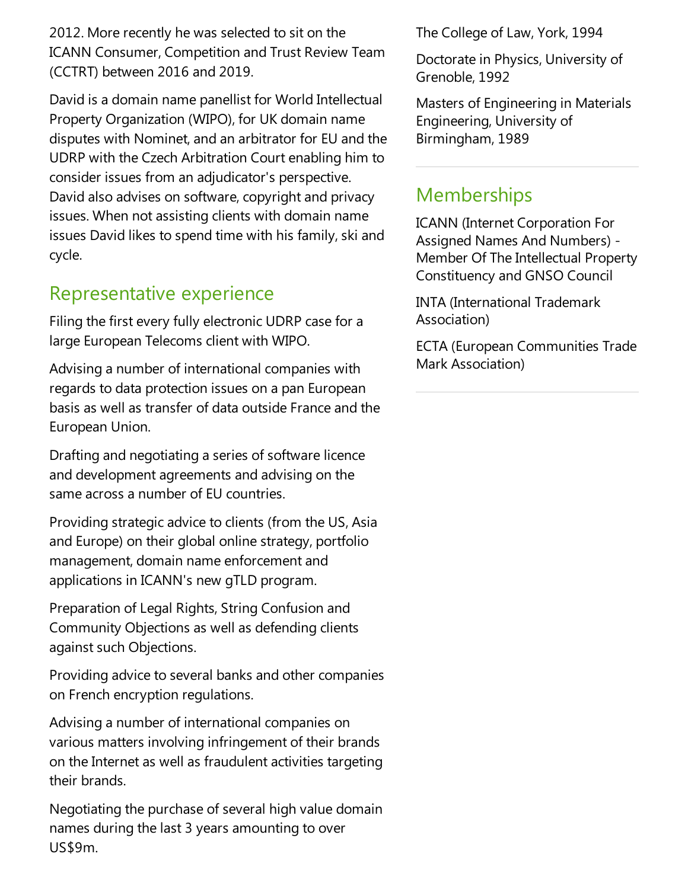2012. More recently he was selected to sit on the ICANN Consumer, Competition and Trust Review Team (CCTRT) between 2016 and 2019.

David is a domain name panellist for World Intellectual Property Organization (WIPO), for UK domain name disputes with Nominet, and an arbitrator for EU and the UDRP with the Czech Arbitration Court enabling him to consider issues from an adjudicator's perspective. David also advises on software, copyright and privacy issues. When not assisting clients with domain name issues David likes to spend time with his family, ski and cycle.

## Representative experience

Filing the first every fully electronic UDRP case for a large European Telecoms client with WIPO.

Advising a number of international companies with regards to data protection issues on a pan European basis as well as transfer of data outside France and the European Union.

Drafting and negotiating a series of software licence and development agreements and advising on the same across a number of EU countries.

Providing strategic advice to clients (from the US, Asia and Europe) on their global online strategy, portfolio management, domain name enforcement and applications in ICANN's new gTLD program.

Preparation of Legal Rights, String Confusion and Community Objections as well as defending clients against such Objections.

Providing advice to several banks and other companies on French encryption regulations.

Advising a number of international companies on various matters involving infringement of their brands on the Internet as well as fraudulent activities targeting their brands.

Negotiating the purchase of several high value domain names during the last 3 years amounting to over US$9m.

The College of Law, York, 1994

Doctorate in Physics, University of Grenoble, 1992

Masters of Engineering in Materials Engineering, University of Birmingham, 1989

## Memberships

ICANN (Internet Corporation For Assigned Names And Numbers) - Member Of The Intellectual Property Constituency and GNSO Council

INTA (International Trademark Association)

ECTA (European Communities Trade Mark Association)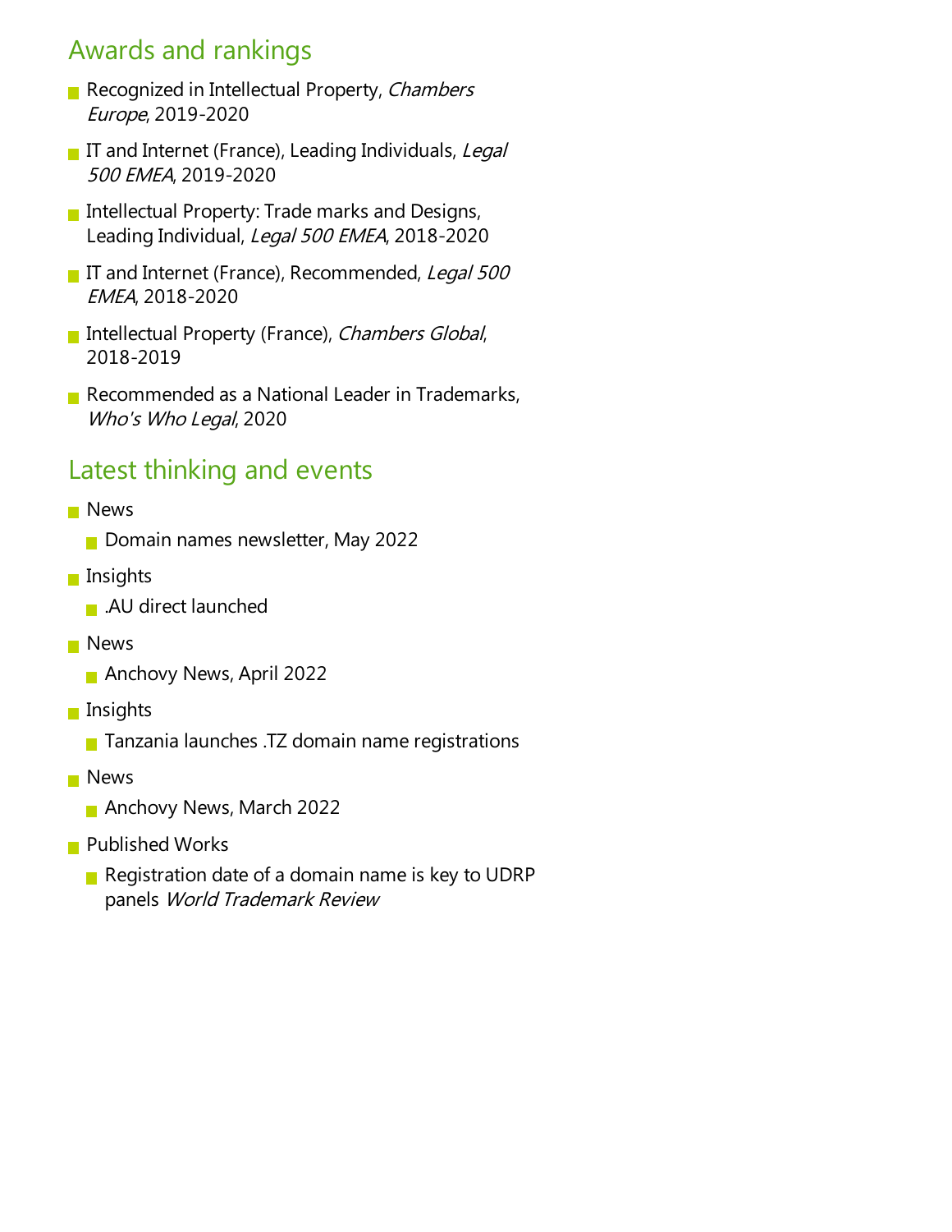## Awards and rankings

- Recognized in Intellectual Property, *Chambers Europe*, 2019-2020
- IT and Internet (France), Leading Individuals, *Legal 500 EMEA*, 2019-2020
- Intellectual Property: Trade marks and Designs, Leading Individual, *Legal 500 EMEA*, 2018-2020
- IT and Internet (France), Recommended, *Legal 500 EMEA*, 2018-2020
- Intellectual Property (France), *Chambers Global*, 2018-2019
- Recommended as a National Leader in Trademarks, *Who's Who Legal*, 2020

## Latest thinking and events

- News
  - Domain names newsletter, May 2022
- Insights
  - .AU direct launched
- News
  - Anchovy News, April 2022
- Insights
  - Tanzania launches .TZ domain name registrations
- News
  - Anchovy News, March 2022
- Published Works
  - Registration date of a domain name is key to UDRP panels *World Trademark Review*